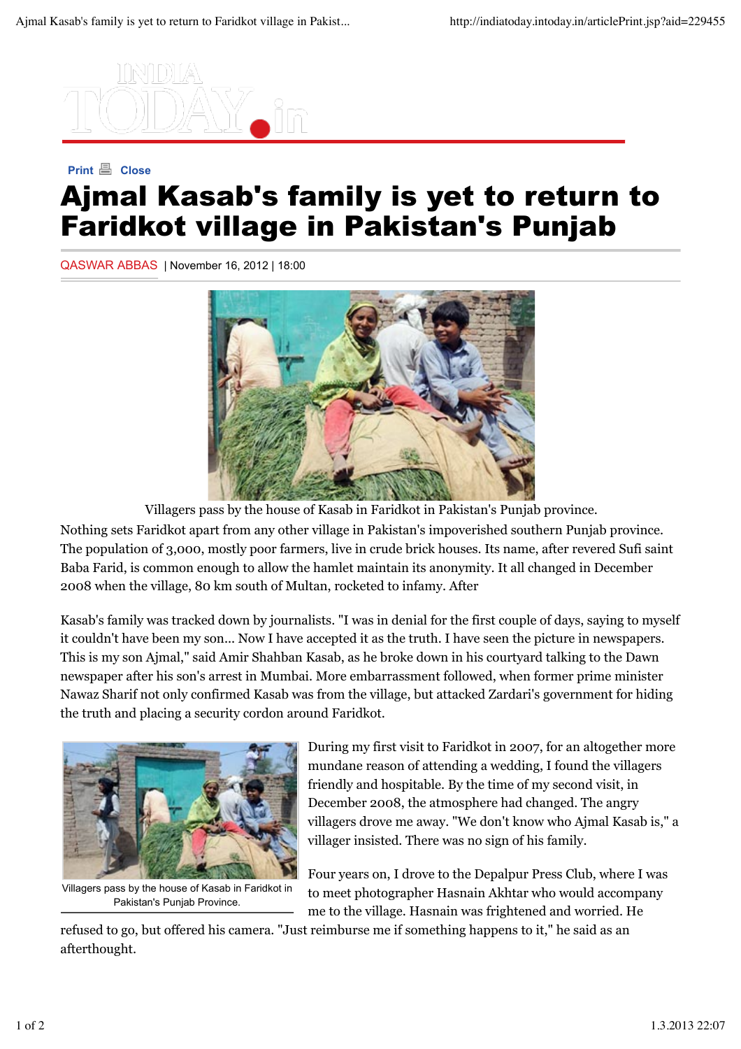# Ajmal Kasab's family is yet to return to Faridkot village in Pakistan's Punjab

QASWAR ABBAS | November 16, 2012 | 18:00

Villagers pass by the house of Kasab in Faridkot in Pakistan's Punjab province.

Nothing sets Faridkot apart from any other village in Pakistan's impoverished southern Punjab province. The population of 3,000, mostly poor farmers, live in crude brick houses. Its name, after revered Sufi saint Baba Farid, is common enough to allow the hamlet maintain its anonymity. It all changed in December 2008 when the village, 80 km south of Multan, rocketed to infamy. After

Kasab's family was tracked down by journalists. "I was in denial for the first couple of days, saying to myself it couldn't have been my son... Now I have accepted it as the truth. I have seen the picture in newspapers. This is my son Ajmal," said Amir Shahban Kasab, as he broke down in his courtyard talking to the Dawn newspaper after his son's arrest in Mumbai. More embarrassment followed, when former prime minister Nawaz Sharif not only confirmed Kasab was from the village, but attacked Zardari's government for hiding the truth and placing a security cordon around Faridkot.

Villagers pass by the house of Kasab in Faridkot in Pakistan's Punjab Province.

During my first visit to Faridkot in 2007, for an altogether more mundane reason of attending a wedding, I found the villagers friendly and hospitable. By the time of my second visit, in December 2008, the atmosphere had changed. The angry villagers drove me away. "We don't know who Ajmal Kasab is," a villager insisted. There was no sign of his family.

Four years on, I drove to the Depalpur Press Club, where I was to meet photographer Hasnain Akhtar who would accompany me to the village. Hasnain was frightened and worried. He refused to go, but offered his camera. "Just reimburse me if something happens to it," he said as an afterthought.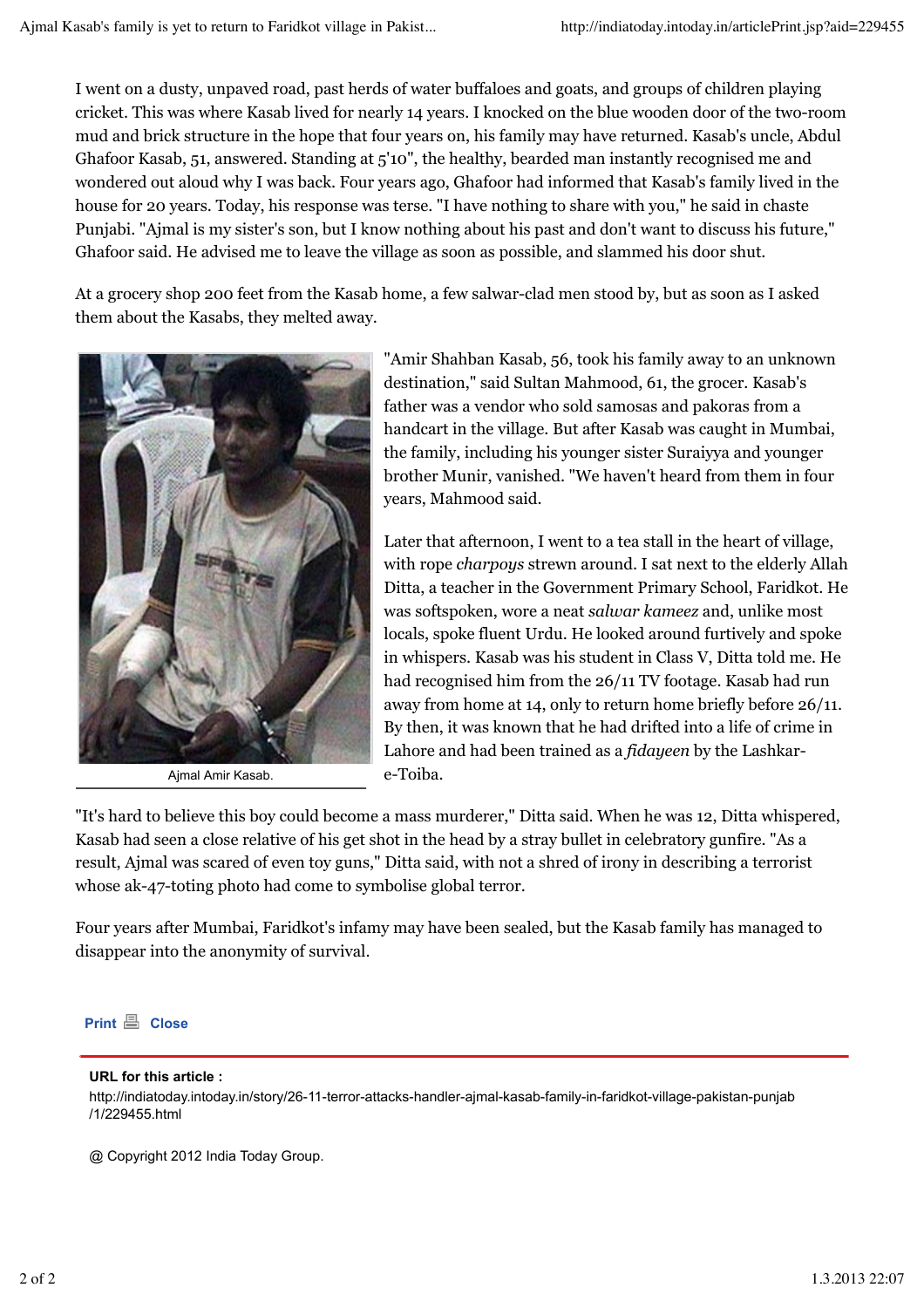I went on a dusty, unpaved road, past herds of water buffaloes and goats, and groups of children playing cricket. This was where Kasab lived for nearly 14 years. I knocked on the blue wooden door of the two-room mud and brick structure in the hope that four years on, his family may have returned. Kasab's uncle, Abdul Ghafoor Kasab, 51, answered. Standing at 5'10", the healthy, bearded man instantly recognised me and wondered out aloud why I was back. Four years ago, Ghafoor had informed that Kasab's family lived in the house for 20 years. Today, his response was terse. "I have nothing to share with you," he said in chaste Punjabi. "Ajmal is my sister's son, but I know nothing about his past and don't want to discuss his future," Ghafoor said. He advised me to leave the village as soon as possible, and slammed his door shut.

At a grocery shop 200 feet from the Kasab home, a few salwar-clad men stood by, but as soon as I asked them about the Kasabs, they melted away.

Ajmal Amir Kasab.

"Amir Shahban Kasab, 56, took his family away to an unknown destination," said Sultan Mahmood, 61, the grocer. Kasab's father was a vendor who sold samosas and pakoras from a handcart in the village. But after Kasab was caught in Mumbai, the family, including his younger sister Suraiyya and younger brother Munir, vanished. "We haven't heard from them in four years, Mahmood said.

Later that afternoon, I went to a tea stall in the heart of village, with rope *charpoys* strewn around. I sat next to the elderly Allah Ditta, a teacher in the Government Primary School, Faridkot. He was softspoken, wore a neat *salwar kameez* and, unlike most locals, spoke fluent Urdu. He looked around furtively and spoke in whispers. Kasab was his student in Class V, Ditta told me. He had recognised him from the 26/11 TV footage. Kasab had run away from home at 14, only to return home briefly before 26/11. By then, it was known that he had drifted into a life of crime in Lahore and had been trained as a *fidayeen* by the Lashkar-e-Toiba.

"It's hard to believe this boy could become a mass murderer," Ditta said. When he was 12, Ditta whispered, Kasab had seen a close relative of his get shot in the head by a stray bullet in celebratory gunfire. "As a result, Ajmal was scared of even toy guns," Ditta said, with not a shred of irony in describing a terrorist whose ak-47-toting photo had come to symbolise global terror.

Four years after Mumbai, Faridkot's infamy may have been sealed, but the Kasab family has managed to disappear into the anonymity of survival.

**URL for this article :**
http://indiatoday.intoday.in/story/26-11-terror-attacks-handler-ajmal-kasab-family-in-faridkot-village-pakistan-punjab/1/229455.html

@ Copyright 2012 India Today Group.